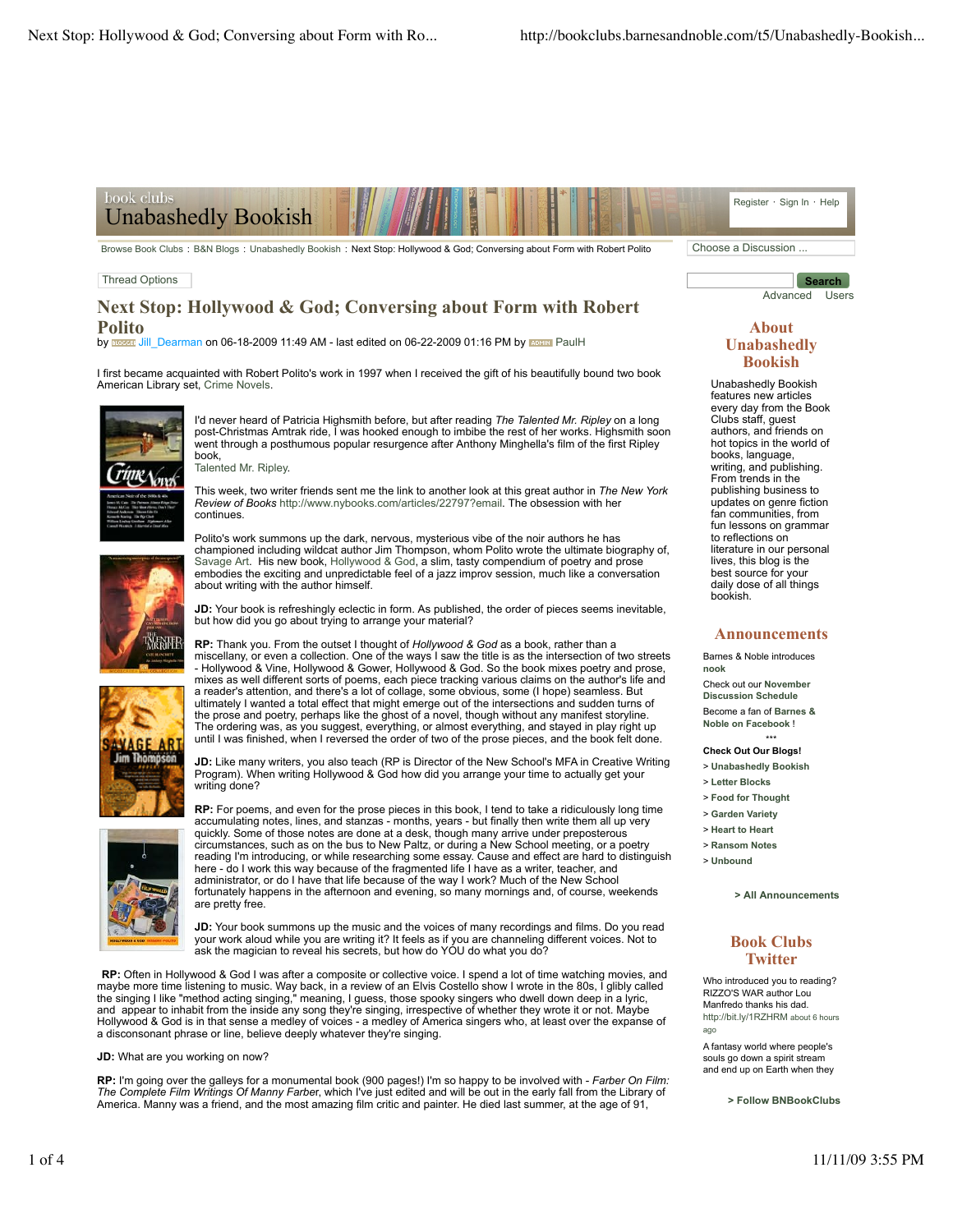book clubs
# Unabashedly Bookish

Register · Sign In · Help

Browse Book Clubs : B&N Blogs : Unabashedly Bookish : Next Stop: Hollywood & God; Conversing about Form with Robert Polito

Choose a Discussion ...

Thread Options

Search
Advanced Users

## Next Stop: Hollywood & God; Conversing about Form with Robert Polito

by BLOGGER Jill_Dearman on 06-18-2009 11:49 AM - last edited on 06-22-2009 01:16 PM by ADMIN PaulH

I first became acquainted with Robert Polito's work in 1997 when I received the gift of his beautifully bound two book American Library set, Crime Novels.

I'd never heard of Patricia Highsmith before, but after reading *The Talented Mr. Ripley* on a long post-Christmas Amtrak ride, I was hooked enough to imbibe the rest of her works. Highsmith soon went through a posthumous popular resurgence after Anthony Minghella's film of the first Ripley book,
Talented Mr. Ripley.

This week, two writer friends sent me the link to another look at this great author in *The New York Review of Books* http://www.nybooks.com/articles/22797?email. The obsession with her continues.

Polito's work summons up the dark, nervous, mysterious vibe of the noir authors he has championed including wildcat author Jim Thompson, whom Polito wrote the ultimate biography of, Savage Art. His new book, Hollywood & God, a slim, tasty compendium of poetry and prose embodies the exciting and unpredictable feel of a jazz improv session, much like a conversation about writing with the author himself.

**JD:** Your book is refreshingly eclectic in form. As published, the order of pieces seems inevitable, but how did you go about trying to arrange your material?

**RP:** Thank you. From the outset I thought of *Hollywood & God* as a book, rather than a miscellany, or even a collection. One of the ways I saw the title is as the intersection of two streets - Hollywood & Vine, Hollywood & Gower, Hollywood & God. So the book mixes poetry and prose, mixes as well different sorts of poems, each piece tracking various claims on the author's life and a reader's attention, and there's a lot of collage, some obvious, some (I hope) seamless. But ultimately I wanted a total effect that might emerge out of the intersections and sudden turns of the prose and poetry, perhaps like the ghost of a novel, though without any manifest storyline. The ordering was, as you suggest, everything, or almost everything, and stayed in play right up until I was finished, when I reversed the order of two of the prose pieces, and the book felt done.

**JD:** Like many writers, you also teach (RP is Director of the New School's MFA in Creative Writing Program). When writing Hollywood & God how did you arrange your time to actually get your writing done?

**RP:** For poems, and even for the prose pieces in this book, I tend to take a ridiculously long time accumulating notes, lines, and stanzas - months, years - but finally then write them all up very quickly. Some of those notes are done at a desk, though many arrive under preposterous circumstances, such as on the bus to New Paltz, or during a New School meeting, or a poetry reading I'm introducing, or while researching some essay. Cause and effect are hard to distinguish here - do I work this way because of the fragmented life I have as a writer, teacher, and administrator, or do I have that life because of the way I work? Much of the New School fortunately happens in the afternoon and evening, so many mornings and, of course, weekends are pretty free.

**JD:** Your book summons up the music and the voices of many recordings and films. Do you read your work aloud while you are writing it? It feels as if you are channeling different voices. Not to ask the magician to reveal his secrets, but how do YOU do what you do?

**RP:** Often in Hollywood & God I was after a composite or collective voice. I spend a lot of time watching movies, and maybe more time listening to music. Way back, in a review of an Elvis Costello show I wrote in the 80s, I glibly called the singing I like "method acting singing," meaning, I guess, those spooky singers who dwell down deep in a lyric, and appear to inhabit from the inside any song they're singing, irrespective of whether they wrote it or not. Maybe Hollywood & God is in that sense a medley of voices - a medley of America singers who, at least over the expanse of a disconsonant phrase or line, believe deeply whatever they're singing.

**JD:** What are you working on now?

**RP:** I'm going over the galleys for a monumental book (900 pages!) I'm so happy to be involved with - *Farber On Film: The Complete Film Writings Of Manny Farber*, which I've just edited and will be out in the early fall from the Library of America. Manny was a friend, and the most amazing film critic and painter. He died last summer, at the age of 91,

## About Unabashedly Bookish

Unabashedly Bookish features new articles every day from the Book Clubs staff, guest authors, and friends on hot topics in the world of books, language, writing, and publishing. From trends in the publishing business to updates on genre fiction fan communities, from fun lessons on grammar to reflections on literature in our personal lives, this blog is the best source for your daily dose of all things bookish.

## Announcements

Barnes & Noble introduces **nook**

Check out our **November Discussion Schedule**

Become a fan of **Barnes & Noble on Facebook !**

\*\*\*

**Check Out Our Blogs!**

- **Unabashedly Bookish**
- **Letter Blocks**
- **Food for Thought**
- **Garden Variety**
- **Heart to Heart**
- **Ransom Notes**
- **Unbound**

**> All Announcements**

## Book Clubs Twitter

Who introduced you to reading? RIZZO'S WAR author Lou Manfredo thanks his dad. http://bit.ly/1RZHRM about 6 hours ago

A fantasy world where people's souls go down a spirit stream and end up on Earth when they

**> Follow BNBookClubs**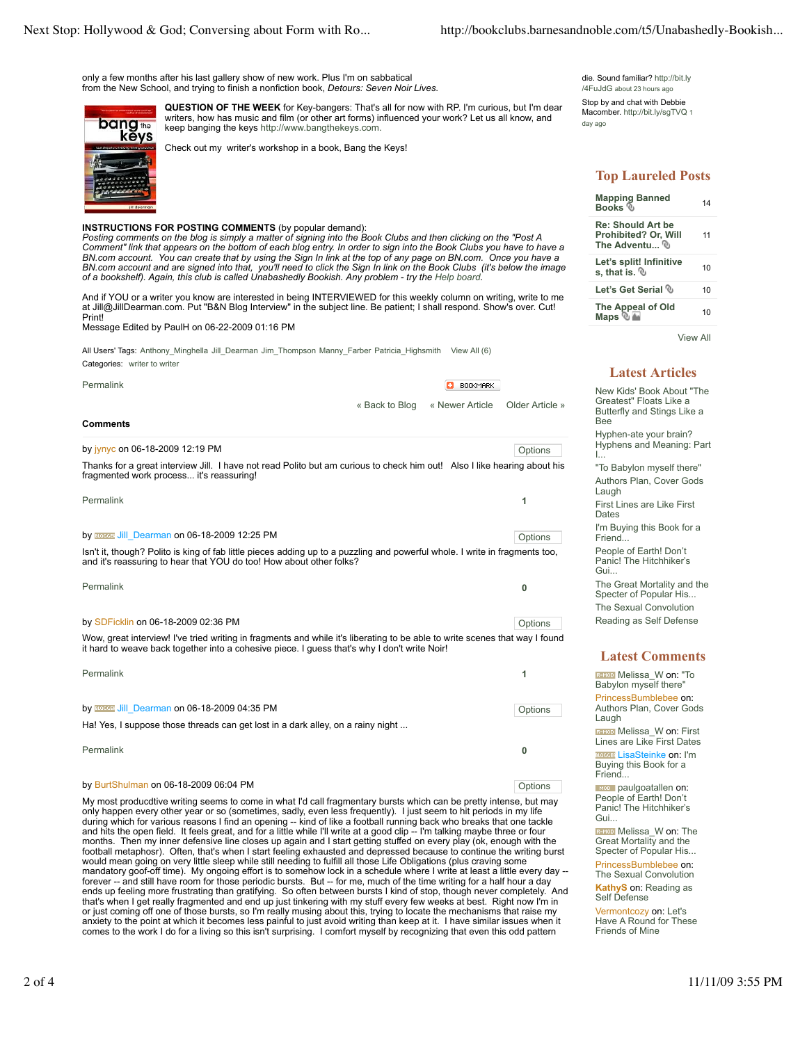only a few months after his last gallery show of new work. Plus I'm on sabbatical from the New School, and trying to finish a nonfiction book, *Detours: Seven Noir Lives.*

**QUESTION OF THE WEEK** for Key-bangers: That's all for now with RP. I'm curious, but I'm dear writers, how has music and film (or other art forms) influenced your work? Let us all know, and keep banging the keys http://www.bangthekeys.com.

Check out my writer's workshop in a book, Bang the Keys!

**INSTRUCTIONS FOR POSTING COMMENTS** (by popular demand):
*Posting comments on the blog is simply a matter of signing into the Book Clubs and then clicking on the "Post A Comment" link that appears on the bottom of each blog entry. In order to sign into the Book Clubs you have to have a BN.com account. You can create that by using the Sign In link at the top of any page on BN.com. Once you have a BN.com account and are signed into that, you'll need to click the Sign In link on the Book Clubs (it's below the image of a bookshelf). Again, this club is called Unabashedly Bookish. Any problem - try the Help board.*

And if YOU or a writer you know are interested in being INTERVIEWED for this weekly column on writing, write to me at Jill@JillDearman.com. Put "B&N Blog Interview" in the subject line. Be patient; I shall respond. Show's over. Cut! Print!
Message Edited by PaulH on 06-22-2009 01:16 PM

All Users' Tags: Anthony_Minghella Jill_Dearman Jim_Thompson Manny_Farber Patricia_Highsmith View All (6)
Categories: writer to writer

Permalink | BOOKMARK

« Back to Blog « Newer Article Older Article »

**Comments**

by jynyc on 06-18-2009 12:19 PM

Thanks for a great interview Jill. I have not read Polito but am curious to check him out! Also I like hearing about his fragmented work process... it's reassuring!

Permalink 1

by Jill_Dearman on 06-18-2009 12:25 PM

Isn't it, though? Polito is king of fab little pieces adding up to a puzzling and powerful whole. I write in fragments too, and it's reassuring to hear that YOU do too! How about other folks?

Permalink 0

by SDFicklin on 06-18-2009 02:36 PM

Wow, great interview! I've tried writing in fragments and while it's liberating to be able to write scenes that way I found it hard to weave back together into a cohesive piece. I guess that's why I don't write Noir!

Permalink 1

by Jill_Dearman on 06-18-2009 04:35 PM

Ha! Yes, I suppose those threads can get lost in a dark alley, on a rainy night ...

Permalink 0

by BurtShulman on 06-18-2009 06:04 PM

My most producdtive writing seems to come in what I'd call fragmentary bursts which can be pretty intense, but may only happen every other year or so (sometimes, sadly, even less frequently). I just seem to hit periods in my life during which for various reasons I find an opening -- kind of like a football running back who breaks that one tackle and hits the open field. It feels great, and for a little while I'll write at a good clip -- I'm talking maybe three or four months. Then my inner defensive line closes up again and I start getting stuffed on every play (ok, enough with the football metaphosr). Often, that's when I start feeling exhausted and depressed because to continue the writing burst would mean going on very little sleep while still needing to fulfill all those Life Obligations (plus craving some mandatory goof-off time). My ongoing effort is to somehow lock in a schedule where I write at least a little every day -- forever -- and still have room for those periodic bursts. But -- for me, much of the time writing for a half hour a day ends up feeling more frustrating than gratifying. So often between bursts I kind of stop, though never completely. And that's when I get really fragmented and end up just tinkering with my stuff every few weeks at best. Right now I'm in or just coming off one of those bursts, so I'm really musing about this, trying to locate the mechanisms that raise my anxiety to the point at which it becomes less painful to just avoid writing than keep at it. I have similar issues when it comes to the work I do for a living so this isn't surprising. I comfort myself by recognizing that even this odd pattern

---

die. Sound familiar? http://bit.ly/4FuJdG about 23 hours ago

Stop by and chat with Debbie Macomber. http://bit.ly/sgTVQ 1 day ago

## Top Laureled Posts

| Post | |
|---|---|
| Mapping Banned Books | 14 |
| Re: Should Art be Prohibited? Or, Will The Adventu... | 11 |
| Let's split! Infinitive s, that is. | 10 |
| Let's Get Serial | 10 |
| The Appeal of Old Maps | 10 |

View All

## Latest Articles

- New Kids' Book About "The Greatest" Floats Like a Butterfly and Stings Like a Bee
- Hyphen-ate your brain? Hyphens and Meaning: Part I...
- "To Babylon myself there"
- Authors Plan, Cover Gods Laugh
- First Lines are Like First Dates
- I'm Buying this Book for a Friend...
- People of Earth! Don't Panic! The Hitchhiker's Gui...
- The Great Mortality and the Specter of Popular His...
- The Sexual Convolution
- Reading as Self Defense

## Latest Comments

- Melissa_W on: "To Babylon myself there"
- PrincessBumblebee on: Authors Plan, Cover Gods Laugh
- Melissa_W on: First Lines are Like First Dates
- LisaSteinke on: I'm Buying this Book for a Friend...
- paulgoatallen on: People of Earth! Don't Panic! The Hitchhiker's Gui...
- Melissa_W on: The Great Mortality and the Specter of Popular His...
- PrincessBumblebee on: The Sexual Convolution
- KathyS on: Reading as Self Defense
- Vermontcozy on: Let's Have A Round for These Friends of Mine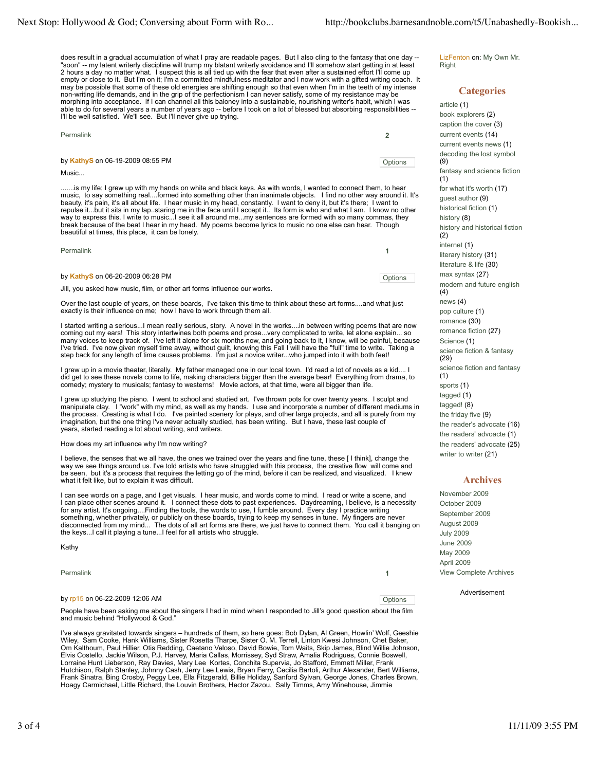does result in a gradual accumulation of what I pray are readable pages. But I also cling to the fantasy that one day -- "soon" -- my latent writerly discipline will trump my blatant writerly avoidance and I'll somehow start getting in at least 2 hours a day no matter what. I suspect this is all tied up with the fear that even after a sustained effort I'll come up empty or close to it. But I'm on it; I'm a committed mindfulness meditator and I now work with a gifted writing coach. It may be possible that some of these old energies are shifting enough so that even when I'm in the teeth of my intense non-writing life demands, and in the grip of the perfectionism I can never satisfy, some of my resistance may be morphing into acceptance. If I can channel all this baloney into a sustainable, nourishing writer's habit, which I was able to do for several years a number of years ago -- before I took on a lot of blessed but absorbing responsibilities -- I'll be well satisfied. We'll see. But I'll never give up trying.

Permalink 2

by KathyS on 06-19-2009 08:55 PM Options

Music...

.......is my life; I grew up with my hands on white and black keys. As with words, I wanted to connect them, to hear music, to say something real....formed into something other than inanimate objects. I find no other way around it. It's beauty, it's pain, it's all about life. I hear music in my head, constantly. I want to deny it, but it's there; I want to repulse it...but it sits in my lap..staring me in the face until I accept it.. Its form is who and what I am. I know no other way to express this. I write to music...I see it all around me...my sentences are formed with so many commas, they break because of the beat I hear in my head. My poems become lyrics to music no one else can hear. Though beautiful at times, this place, it can be lonely.

Permalink 1

by KathyS on 06-20-2009 06:28 PM Options

Jill, you asked how music, film, or other art forms influence our works.

Over the last couple of years, on these boards, I've taken this time to think about these art forms....and what just exactly is their influence on me; how I have to work through them all.

I started writing a serious...I mean really serious, story. A novel in the works....in between writing poems that are now coming out my ears! This story intertwines both poems and prose...very complicated to write, let alone explain... so many voices to keep track of. I've left it alone for six months now, and going back to it, I know, will be painful, because I've tried. I've now given myself time away, without guilt, knowing this Fall I will have the "full" time to write. Taking a step back for any length of time causes problems. I'm just a novice writer...who jumped into it with both feet!

I grew up in a movie theater, literally. My father managed one in our local town. I'd read a lot of novels as a kid.... I did get to see these novels come to life, making characters bigger than the average bear! Everything from drama, to comedy; mystery to musicals; fantasy to westerns! Movie actors, at that time, were all bigger than life.

I grew up studying the piano. I went to school and studied art. I've thrown pots for over twenty years. I sculpt and manipulate clay. I "work" with my mind, as well as my hands. I use and incorporate a number of different mediums in the process. Creating is what I do. I've painted scenery for plays, and other large projects, and all is purely from my imagination, but the one thing I've never actually studied, has been writing. But I have, these last couple of years, started reading a lot about writing, and writers.

How does my art influence why I'm now writing?

I believe, the senses that we all have, the ones we trained over the years and fine tune, these [ I think], change the way we see things around us. I've told artists who have struggled with this process, the creative flow will come and be seen, but it's a process that requires the letting go of the mind, before it can be realized, and visualized. I knew what it felt like, but to explain it was difficult.

I can see words on a page, and I get visuals. I hear music, and words come to mind. I read or write a scene, and I can place other scenes around it. I connect these dots to past experiences. Daydreaming, I believe, is a necessity for any artist. It's ongoing....Finding the tools, the words to use, I fumble around. Every day I practice writing something, whether privately, or publicly on these boards, trying to keep my senses in tune. My fingers are never disconnected from my mind... The dots of all art forms are there, we just have to connect them. You call it banging on the keys...I call it playing a tune...I feel for all artists who struggle.

Kathy

Permalink 1

by rp15 on 06-22-2009 12:06 AM Options

People have been asking me about the singers I had in mind when I responded to Jill's good question about the film and music behind "Hollywood & God."

I've always gravitated towards singers – hundreds of them, so here goes: Bob Dylan, Al Green, Howlin' Wolf, Geeshie Wiley, Sam Cooke, Hank Williams, Sister Rosetta Tharpe, Sister O. M. Terrell, Linton Kwesi Johnson, Chet Baker, Om Kalthoum, Paul Hillier, Otis Redding, Caetano Veloso, David Bowie, Tom Waits, Skip James, Blind Willie Johnson, Elvis Costello, Jackie Wilson, P.J. Harvey, Maria Callas, Morrissey, Syd Straw, Amalia Rodrigues, Connie Boswell, Lorraine Hunt Lieberson, Ray Davies, Mary Lee Kortes, Conchita Supervia, Jo Stafford, Emmett Miller, Frank Hutchison, Ralph Stanley, Johnny Cash, Jerry Lee Lewis, Bryan Ferry, Cecilia Bartoli, Arthur Alexander, Bert Williams, Frank Sinatra, Bing Crosby, Peggy Lee, Ella Fitzgerald, Billie Holiday, Sanford Sylvan, George Jones, Charles Brown, Hoagy Carmichael, Little Richard, the Louvin Brothers, Hector Zazou, Sally Timms, Amy Winehouse, Jimmie

LizFenton on: My Own Mr. Right

## Categories

- article (1)
- book explorers (2)
- caption the cover (3)
- current events (14)
- current events news (1)
- decoding the lost symbol (9)
- fantasy and science fiction (1)
- for what it's worth (17)
- guest author (9)
- historical fiction (1)
- history (8)
- history and historical fiction (2)
- internet (1)
- literary history (31)
- literature & life (30)
- max syntax (27)
- modern and future english (4)
- news (4)
- pop culture (1)
- romance (30)
- romance fiction (27)
- Science (1)
- science fiction & fantasy (29)
- science fiction and fantasy (1)
- sports (1)
- tagged (1)
- tagged! (8)
- the friday five (9)
- the reader's advocate (16)
- the readers' advocate (1)
- the readers' advocate (25)
- writer to writer (21)

## Archives

- November 2009
- October 2009
- September 2009
- August 2009
- July 2009
- June 2009
- May 2009
- April 2009
- View Complete Archives

Advertisement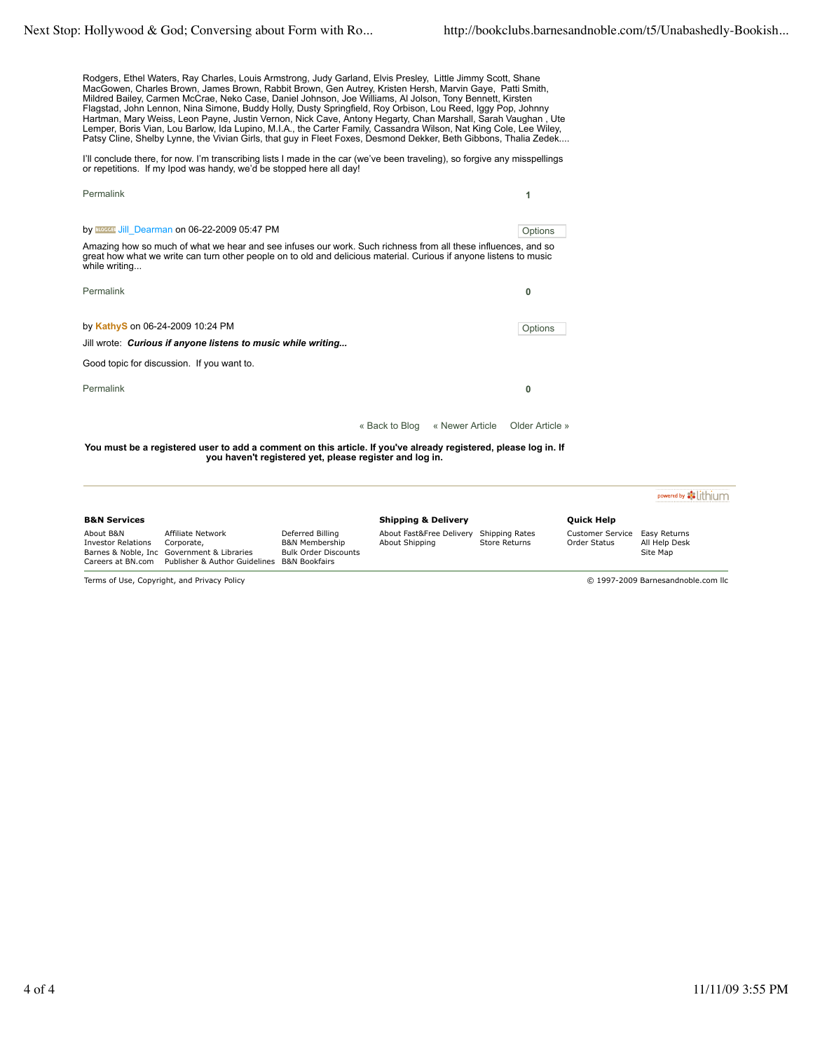Rodgers, Ethel Waters, Ray Charles, Louis Armstrong, Judy Garland, Elvis Presley, Little Jimmy Scott, Shane MacGowen, Charles Brown, James Brown, Rabbit Brown, Gen Autrey, Kristen Hersh, Marvin Gaye, Patti Smith, Mildred Bailey, Carmen McCrae, Neko Case, Daniel Johnson, Joe Williams, Al Jolson, Tony Bennett, Kirsten Flagstad, John Lennon, Nina Simone, Buddy Holly, Dusty Springfield, Roy Orbison, Lou Reed, Iggy Pop, Johnny Hartman, Mary Weiss, Leon Payne, Justin Vernon, Nick Cave, Antony Hegarty, Chan Marshall, Sarah Vaughan , Ute Lemper, Boris Vian, Lou Barlow, Ida Lupino, M.I.A., the Carter Family, Cassandra Wilson, Nat King Cole, Lee Wiley, Patsy Cline, Shelby Lynne, the Vivian Girls, that guy in Fleet Foxes, Desmond Dekker, Beth Gibbons, Thalia Zedek....

I'll conclude there, for now. I'm transcribing lists I made in the car (we've been traveling), so forgive any misspellings or repetitions. If my Ipod was handy, we'd be stopped here all day!

Permalink 1

by BLOGGER Jill_Dearman on 06-22-2009 05:47 PM Options

Amazing how so much of what we hear and see infuses our work. Such richness from all these influences, and so great how what we write can turn other people on to old and delicious material. Curious if anyone listens to music while writing...

Permalink 0

by KathyS on 06-24-2009 10:24 PM Options

Jill wrote: ***Curious if anyone listens to music while writing...***

Good topic for discussion. If you want to.

Permalink 0

« Back to Blog « Newer Article Older Article »

**You must be a registered user to add a comment on this article. If you've already registered, please log in. If you haven't registered yet, please register and log in.**

powered by lithium

**B&N Services**

About B&N
Investor Relations
Barnes & Noble, Inc
Careers at BN.com
Affiliate Network
Corporate, Government & Libraries
Publisher & Author Guidelines
Deferred Billing
B&N Membership
Bulk Order Discounts
B&N Bookfairs

**Shipping & Delivery**

About Fast&Free Delivery
About Shipping
Shipping Rates
Store Returns

**Quick Help**

Customer Service
Order Status
Easy Returns
All Help Desk
Site Map

Terms of Use, Copyright, and Privacy Policy

© 1997-2009 Barnesandnoble.com llc